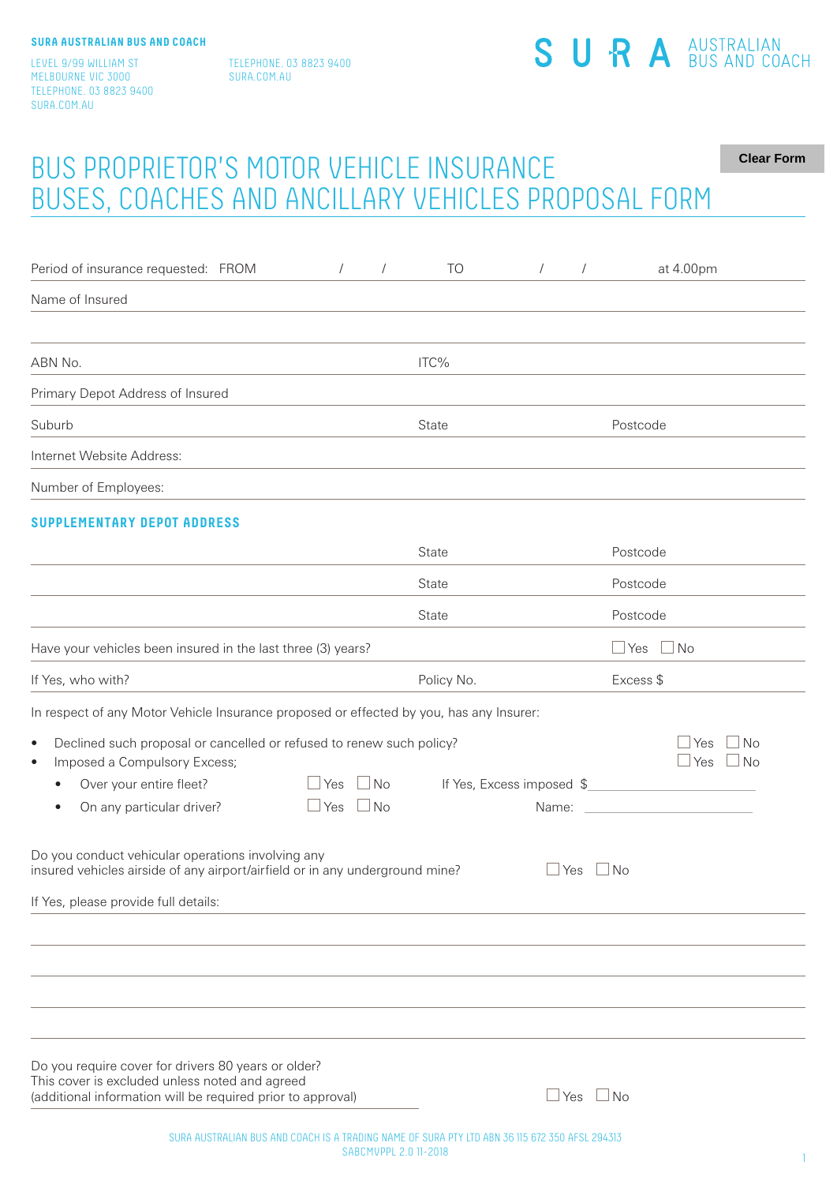**SURA AUSTRALIAN BUS AND COACH**

LEVEL 9/99 WILLIAM ST
MELBOURNE VIC 3000
TELEPHONE. 03 8823 9400
SURA.COM.AU

TELEPHONE. 03 8823 9400
SURA.COM.AU

SURA AUSTRALIAN BUS AND COACH

Clear Form

# BUS PROPRIETOR'S MOTOR VEHICLE INSURANCE BUSES, COACHES AND ANCILLARY VEHICLES PROPOSAL FORM

Period of insurance requested: FROM / / TO / / at 4.00pm

Name of Insured

ABN No. ITC%

Primary Depot Address of Insured

Suburb State Postcode

Internet Website Address:

Number of Employees:

## SUPPLEMENTARY DEPOT ADDRESS

| | State | Postcode |
|---|---|---|
| | State | Postcode |
| | State | Postcode |

Have your vehicles been insured in the last three (3) years? ☐ Yes ☐ No

If Yes, who with? Policy No. Excess $

In respect of any Motor Vehicle Insurance proposed or effected by you, has any Insurer:

- Declined such proposal or cancelled or refused to renew such policy? ☐ Yes ☐ No
- Imposed a Compulsory Excess; ☐ Yes ☐ No
  - Over your entire fleet? ☐ Yes ☐ No If Yes, Excess imposed $\_\_\_\_\_\_\_\_\_\_
  - On any particular driver? ☐ Yes ☐ No Name: \_\_\_\_\_\_\_\_\_\_

Do you conduct vehicular operations involving any insured vehicles airside of any airport/airfield or in any underground mine? ☐ Yes ☐ No

If Yes, please provide full details:

Do you require cover for drivers 80 years or older?
This cover is excluded unless noted and agreed
(additional information will be required prior to approval) ☐ Yes ☐ No

SURA AUSTRALIAN BUS AND COACH IS A TRADING NAME OF SURA PTY LTD ABN 36 115 672 350 AFSL 294313
SABCMVPPL 2.0 11-2018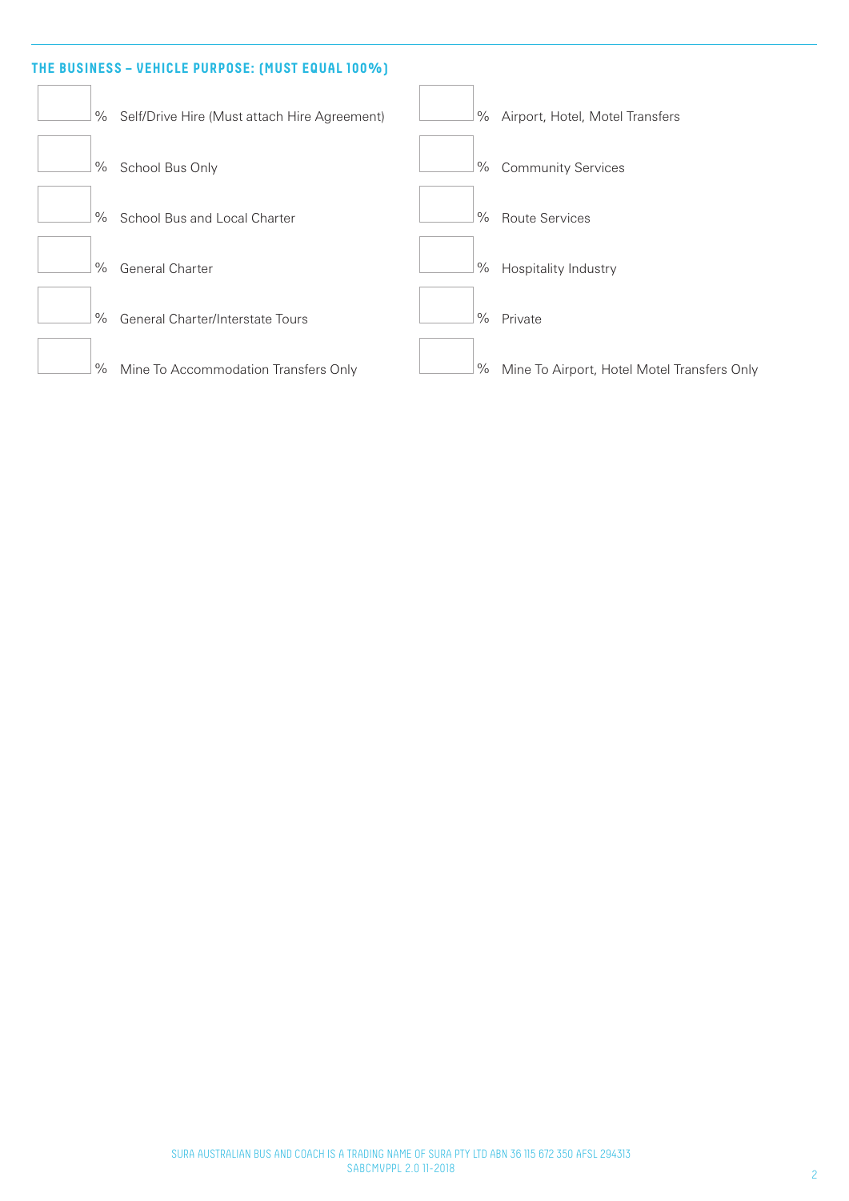## THE BUSINESS – VEHICLE PURPOSE: (MUST EQUAL 100%)

| | | | |
|---|---|---|---|
| % | Self/Drive Hire (Must attach Hire Agreement) | % | Airport, Hotel, Motel Transfers |
| % | School Bus Only | % | Community Services |
| % | School Bus and Local Charter | % | Route Services |
| % | General Charter | % | Hospitality Industry |
| % | General Charter/Interstate Tours | % | Private |
| % | Mine To Accommodation Transfers Only | % | Mine To Airport, Hotel Motel Transfers Only |

SURA AUSTRALIAN BUS AND COACH IS A TRADING NAME OF SURA PTY LTD ABN 36 115 672 350 AFSL 294313
SABCMVPPL 2.0 11-2018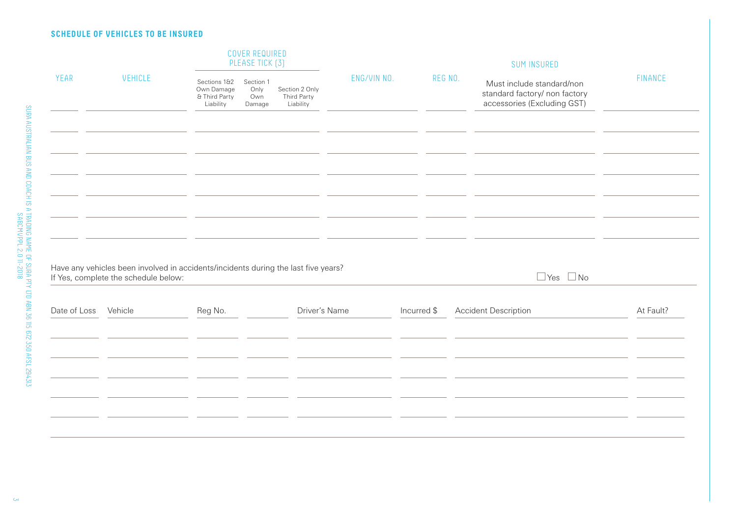## SCHEDULE OF VEHICLES TO BE INSURED

| YEAR | VEHICLE | COVER REQUIRED PLEASE TICK (3) | | | ENG/VIN NO. | REG NO. | SUM INSURED | FINANCE |
|---|---|---|---|---|---|---|---|---|
| | | Sections 1&2 Own Damage & Third Party Liability | Section 1 Only Own Damage | Section 2 Only Third Party Liability | | | Must include standard/non standard factory/ non factory accessories (Excluding GST) | |
| | | | | | | | | |
| | | | | | | | | |
| | | | | | | | | |
| | | | | | | | | |
| | | | | | | | | |
| | | | | | | | | |

Have any vehicles been involved in accidents/incidents during the last five years?
If Yes, complete the schedule below: ☐ Yes ☐ No

| Date of Loss | Vehicle | Reg No. | | Driver's Name | Incurred $ | Accident Description | At Fault? |
|---|---|---|---|---|---|---|---|
| | | | | | | | |
| | | | | | | | |
| | | | | | | | |
| | | | | | | | |
| | | | | | | | |

SURA AUSTRALIAN BUS AND COACH IS A TRADING NAME OF SURA PTY LTD ABN 36 115 672 350 AFSL 294313
SABCMVPPL 2.0 11-2018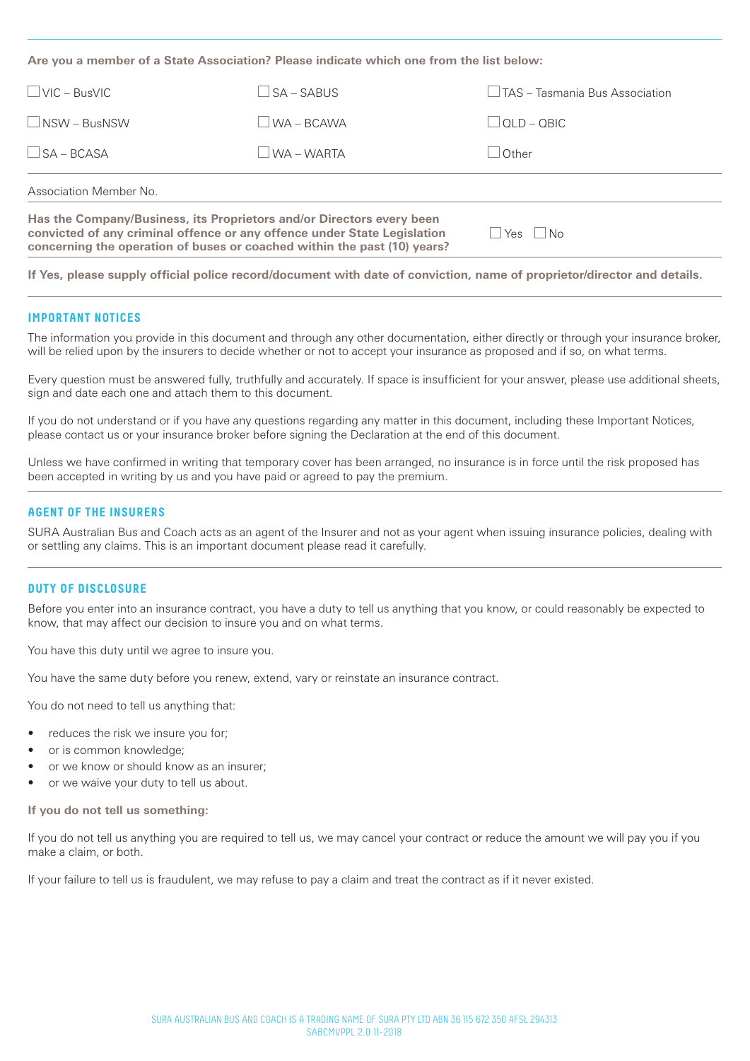**Are you a member of a State Association? Please indicate which one from the list below:**

| | | |
|---|---|---|
| ☐ VIC – BusVIC | ☐ SA – SABUS | ☐ TAS – Tasmania Bus Association |
| ☐ NSW – BusNSW | ☐ WA – BCAWA | ☐ QLD – QBIC |
| ☐ SA – BCASA | ☐ WA – WARTA | ☐ Other |

Association Member No.

**Has the Company/Business, its Proprietors and/or Directors every been convicted of any criminal offence or any offence under State Legislation concerning the operation of buses or coached within the past (10) years?** ☐ Yes ☐ No

**If Yes, please supply official police record/document with date of conviction, name of proprietor/director and details.**

## IMPORTANT NOTICES

The information you provide in this document and through any other documentation, either directly or through your insurance broker, will be relied upon by the insurers to decide whether or not to accept your insurance as proposed and if so, on what terms.

Every question must be answered fully, truthfully and accurately. If space is insufficient for your answer, please use additional sheets, sign and date each one and attach them to this document.

If you do not understand or if you have any questions regarding any matter in this document, including these Important Notices, please contact us or your insurance broker before signing the Declaration at the end of this document.

Unless we have confirmed in writing that temporary cover has been arranged, no insurance is in force until the risk proposed has been accepted in writing by us and you have paid or agreed to pay the premium.

## AGENT OF THE INSURERS

SURA Australian Bus and Coach acts as an agent of the Insurer and not as your agent when issuing insurance policies, dealing with or settling any claims. This is an important document please read it carefully.

## DUTY OF DISCLOSURE

Before you enter into an insurance contract, you have a duty to tell us anything that you know, or could reasonably be expected to know, that may affect our decision to insure you and on what terms.

You have this duty until we agree to insure you.

You have the same duty before you renew, extend, vary or reinstate an insurance contract.

You do not need to tell us anything that:

- reduces the risk we insure you for;
- or is common knowledge;
- or we know or should know as an insurer;
- or we waive your duty to tell us about.

**If you do not tell us something:**

If you do not tell us anything you are required to tell us, we may cancel your contract or reduce the amount we will pay you if you make a claim, or both.

If your failure to tell us is fraudulent, we may refuse to pay a claim and treat the contract as if it never existed.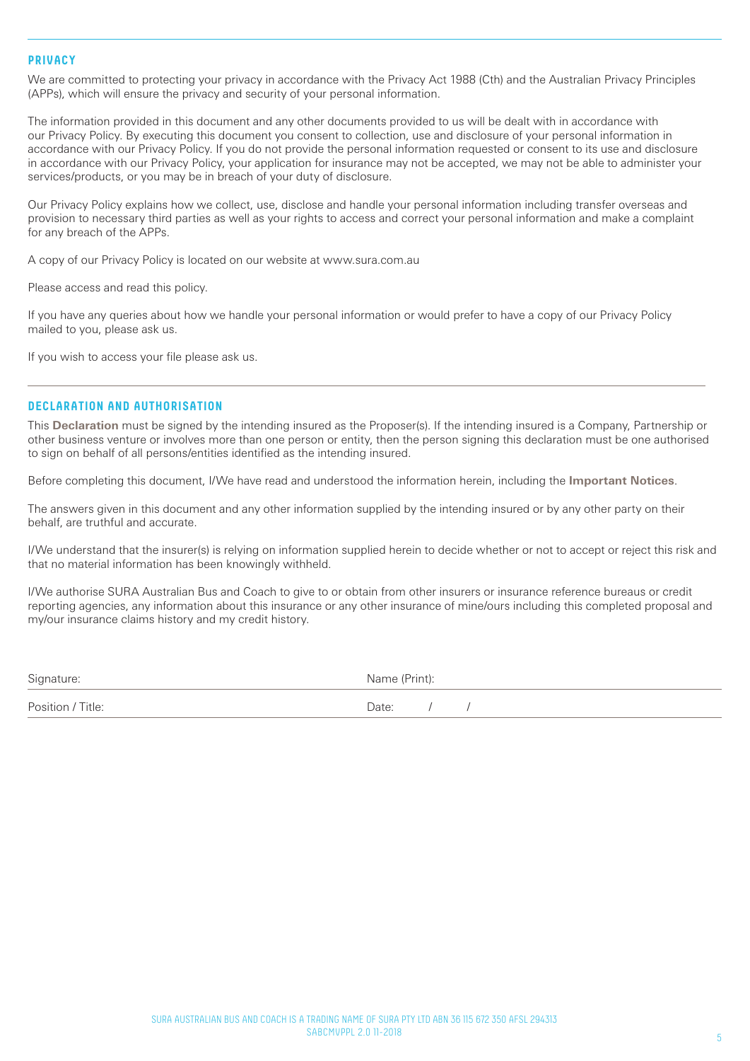## PRIVACY

We are committed to protecting your privacy in accordance with the Privacy Act 1988 (Cth) and the Australian Privacy Principles (APPs), which will ensure the privacy and security of your personal information.

The information provided in this document and any other documents provided to us will be dealt with in accordance with our Privacy Policy. By executing this document you consent to collection, use and disclosure of your personal information in accordance with our Privacy Policy. If you do not provide the personal information requested or consent to its use and disclosure in accordance with our Privacy Policy, your application for insurance may not be accepted, we may not be able to administer your services/products, or you may be in breach of your duty of disclosure.

Our Privacy Policy explains how we collect, use, disclose and handle your personal information including transfer overseas and provision to necessary third parties as well as your rights to access and correct your personal information and make a complaint for any breach of the APPs.

A copy of our Privacy Policy is located on our website at www.sura.com.au

Please access and read this policy.

If you have any queries about how we handle your personal information or would prefer to have a copy of our Privacy Policy mailed to you, please ask us.

If you wish to access your file please ask us.

## DECLARATION AND AUTHORISATION

This **Declaration** must be signed by the intending insured as the Proposer(s). If the intending insured is a Company, Partnership or other business venture or involves more than one person or entity, then the person signing this declaration must be one authorised to sign on behalf of all persons/entities identified as the intending insured.

Before completing this document, I/We have read and understood the information herein, including the **Important Notices**.

The answers given in this document and any other information supplied by the intending insured or by any other party on their behalf, are truthful and accurate.

I/We understand that the insurer(s) is relying on information supplied herein to decide whether or not to accept or reject this risk and that no material information has been knowingly withheld.

I/We authorise SURA Australian Bus and Coach to give to or obtain from other insurers or insurance reference bureaus or credit reporting agencies, any information about this insurance or any other insurance of mine/ours including this completed proposal and my/our insurance claims history and my credit history.

| | |
|---|---|
| Signature: | Name (Print): |
| Position / Title: | Date: / / |

SURA AUSTRALIAN BUS AND COACH IS A TRADING NAME OF SURA PTY LTD ABN 36 115 672 350 AFSL 294313
SABCMVPPL 2.0 11-2018